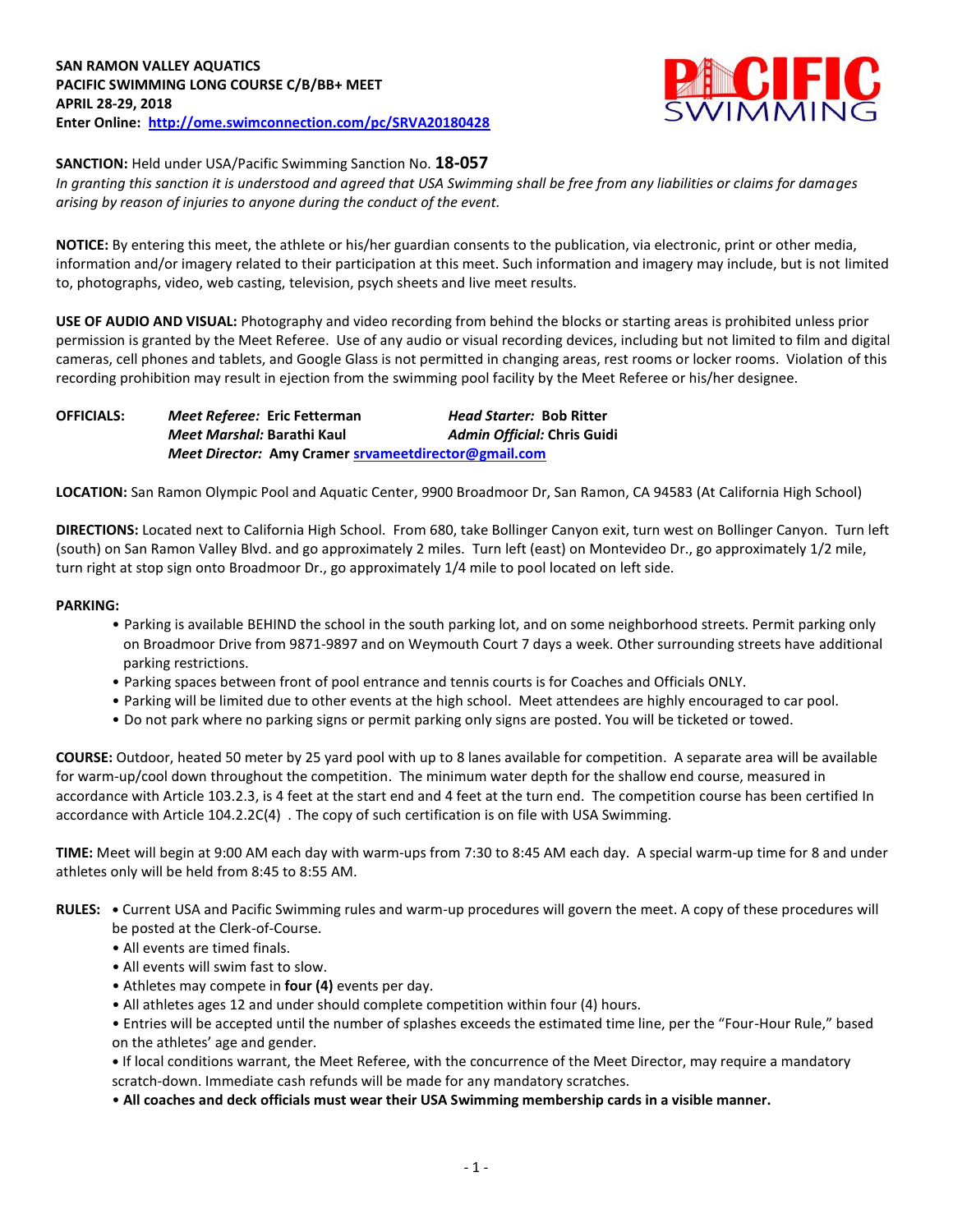**SAN RAMON VALLEY AQUATICS**
**PACIFIC SWIMMING LONG COURSE C/B/BB+ MEET**
**APRIL 28-29, 2018**
**Enter Online: [http://ome.swimconnection.com/pc/SRVA20180428](http://ome.swimconnection.com/pc/SRVA20180428)**

**SANCTION:** Held under USA/Pacific Swimming Sanction No. **18-057**
*In granting this sanction it is understood and agreed that USA Swimming shall be free from any liabilities or claims for damages arising by reason of injuries to anyone during the conduct of the event.*

**NOTICE:** By entering this meet, the athlete or his/her guardian consents to the publication, via electronic, print or other media, information and/or imagery related to their participation at this meet. Such information and imagery may include, but is not limited to, photographs, video, web casting, television, psych sheets and live meet results.

**USE OF AUDIO AND VISUAL:** Photography and video recording from behind the blocks or starting areas is prohibited unless prior permission is granted by the Meet Referee. Use of any audio or visual recording devices, including but not limited to film and digital cameras, cell phones and tablets, and Google Glass is not permitted in changing areas, rest rooms or locker rooms. Violation of this recording prohibition may result in ejection from the swimming pool facility by the Meet Referee or his/her designee.

**OFFICIALS:** *Meet Referee:* **Eric Fetterman** *Head Starter:* **Bob Ritter**
*Meet Marshal:* **Barathi Kaul** *Admin Official:* **Chris Guidi**
*Meet Director:* **Amy Cramer [srvameetdirector@gmail.com](mailto:srvameetdirector@gmail.com)**

**LOCATION:** San Ramon Olympic Pool and Aquatic Center, 9900 Broadmoor Dr, San Ramon, CA 94583 (At California High School)

**DIRECTIONS:** Located next to California High School. From 680, take Bollinger Canyon exit, turn west on Bollinger Canyon. Turn left (south) on San Ramon Valley Blvd. and go approximately 2 miles. Turn left (east) on Montevideo Dr., go approximately 1/2 mile, turn right at stop sign onto Broadmoor Dr., go approximately 1/4 mile to pool located on left side.

**PARKING:**

- Parking is available BEHIND the school in the south parking lot, and on some neighborhood streets. Permit parking only on Broadmoor Drive from 9871-9897 and on Weymouth Court 7 days a week. Other surrounding streets have additional parking restrictions.
- Parking spaces between front of pool entrance and tennis courts is for Coaches and Officials ONLY.
- Parking will be limited due to other events at the high school. Meet attendees are highly encouraged to car pool.
- Do not park where no parking signs or permit parking only signs are posted. You will be ticketed or towed.

**COURSE:** Outdoor, heated 50 meter by 25 yard pool with up to 8 lanes available for competition. A separate area will be available for warm-up/cool down throughout the competition. The minimum water depth for the shallow end course, measured in accordance with Article 103.2.3, is 4 feet at the start end and 4 feet at the turn end. The competition course has been certified In accordance with Article 104.2.2C(4) . The copy of such certification is on file with USA Swimming.

**TIME:** Meet will begin at 9:00 AM each day with warm-ups from 7:30 to 8:45 AM each day. A special warm-up time for 8 and under athletes only will be held from 8:45 to 8:55 AM.

**RULES:**

- Current USA and Pacific Swimming rules and warm-up procedures will govern the meet. A copy of these procedures will be posted at the Clerk-of-Course.
- All events are timed finals.
- All events will swim fast to slow.
- Athletes may compete in **four (4)** events per day.
- All athletes ages 12 and under should complete competition within four (4) hours.
- Entries will be accepted until the number of splashes exceeds the estimated time line, per the "Four-Hour Rule," based on the athletes' age and gender.
- If local conditions warrant, the Meet Referee, with the concurrence of the Meet Director, may require a mandatory scratch-down. Immediate cash refunds will be made for any mandatory scratches.
- **All coaches and deck officials must wear their USA Swimming membership cards in a visible manner.**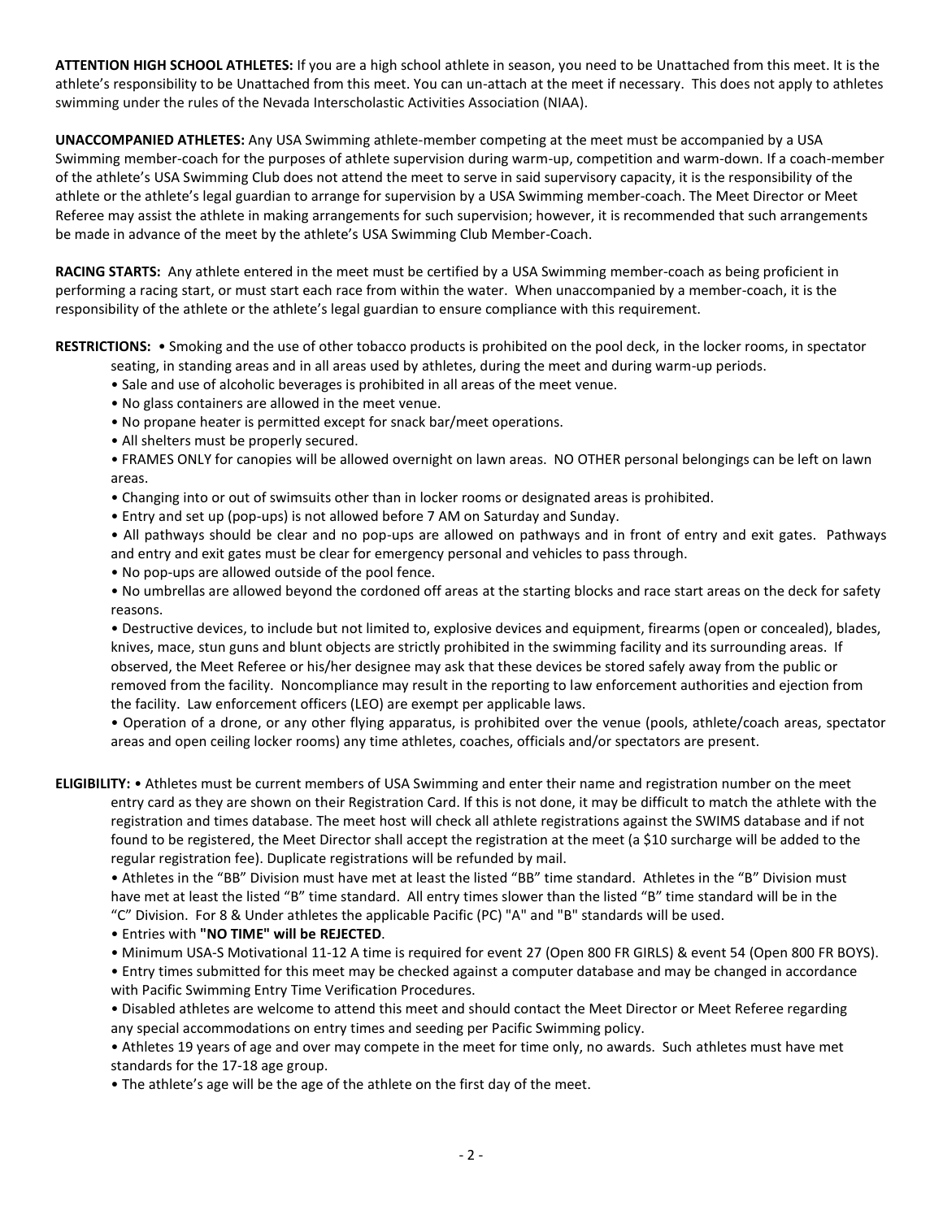**ATTENTION HIGH SCHOOL ATHLETES:** If you are a high school athlete in season, you need to be Unattached from this meet. It is the athlete's responsibility to be Unattached from this meet. You can un-attach at the meet if necessary. This does not apply to athletes swimming under the rules of the Nevada Interscholastic Activities Association (NIAA).

**UNACCOMPANIED ATHLETES:** Any USA Swimming athlete-member competing at the meet must be accompanied by a USA Swimming member-coach for the purposes of athlete supervision during warm-up, competition and warm-down. If a coach-member of the athlete's USA Swimming Club does not attend the meet to serve in said supervisory capacity, it is the responsibility of the athlete or the athlete's legal guardian to arrange for supervision by a USA Swimming member-coach. The Meet Director or Meet Referee may assist the athlete in making arrangements for such supervision; however, it is recommended that such arrangements be made in advance of the meet by the athlete's USA Swimming Club Member-Coach.

**RACING STARTS:** Any athlete entered in the meet must be certified by a USA Swimming member-coach as being proficient in performing a racing start, or must start each race from within the water. When unaccompanied by a member-coach, it is the responsibility of the athlete or the athlete's legal guardian to ensure compliance with this requirement.

**RESTRICTIONS:**
- Smoking and the use of other tobacco products is prohibited on the pool deck, in the locker rooms, in spectator seating, in standing areas and in all areas used by athletes, during the meet and during warm-up periods.
- Sale and use of alcoholic beverages is prohibited in all areas of the meet venue.
- No glass containers are allowed in the meet venue.
- No propane heater is permitted except for snack bar/meet operations.
- All shelters must be properly secured.
- FRAMES ONLY for canopies will be allowed overnight on lawn areas. NO OTHER personal belongings can be left on lawn areas.
- Changing into or out of swimsuits other than in locker rooms or designated areas is prohibited.
- Entry and set up (pop-ups) is not allowed before 7 AM on Saturday and Sunday.
- All pathways should be clear and no pop-ups are allowed on pathways and in front of entry and exit gates. Pathways and entry and exit gates must be clear for emergency personal and vehicles to pass through.
- No pop-ups are allowed outside of the pool fence.
- No umbrellas are allowed beyond the cordoned off areas at the starting blocks and race start areas on the deck for safety reasons.
- Destructive devices, to include but not limited to, explosive devices and equipment, firearms (open or concealed), blades, knives, mace, stun guns and blunt objects are strictly prohibited in the swimming facility and its surrounding areas. If observed, the Meet Referee or his/her designee may ask that these devices be stored safely away from the public or removed from the facility. Noncompliance may result in the reporting to law enforcement authorities and ejection from the facility. Law enforcement officers (LEO) are exempt per applicable laws.
- Operation of a drone, or any other flying apparatus, is prohibited over the venue (pools, athlete/coach areas, spectator areas and open ceiling locker rooms) any time athletes, coaches, officials and/or spectators are present.

**ELIGIBILITY:**
- Athletes must be current members of USA Swimming and enter their name and registration number on the meet entry card as they are shown on their Registration Card. If this is not done, it may be difficult to match the athlete with the registration and times database. The meet host will check all athlete registrations against the SWIMS database and if not found to be registered, the Meet Director shall accept the registration at the meet (a $10 surcharge will be added to the regular registration fee). Duplicate registrations will be refunded by mail.
- Athletes in the "BB" Division must have met at least the listed "BB" time standard. Athletes in the "B" Division must have met at least the listed "B" time standard. All entry times slower than the listed "B" time standard will be in the "C" Division. For 8 & Under athletes the applicable Pacific (PC) "A" and "B" standards will be used.
- Entries with **"NO TIME" will be REJECTED**.
- Minimum USA-S Motivational 11-12 A time is required for event 27 (Open 800 FR GIRLS) & event 54 (Open 800 FR BOYS).
- Entry times submitted for this meet may be checked against a computer database and may be changed in accordance with Pacific Swimming Entry Time Verification Procedures.
- Disabled athletes are welcome to attend this meet and should contact the Meet Director or Meet Referee regarding any special accommodations on entry times and seeding per Pacific Swimming policy.
- Athletes 19 years of age and over may compete in the meet for time only, no awards. Such athletes must have met standards for the 17-18 age group.
- The athlete's age will be the age of the athlete on the first day of the meet.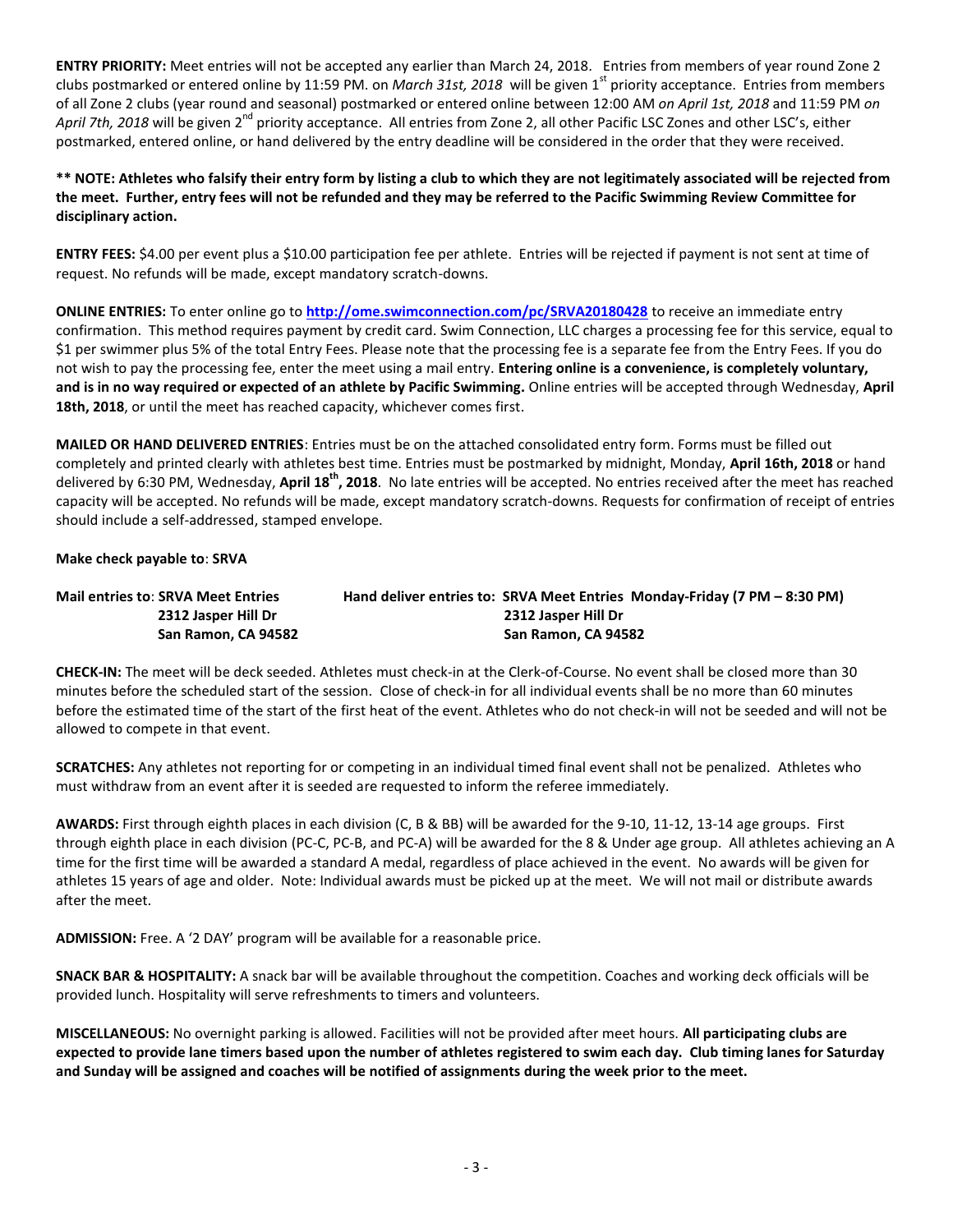**ENTRY PRIORITY:** Meet entries will not be accepted any earlier than March 24, 2018. Entries from members of year round Zone 2 clubs postmarked or entered online by 11:59 PM. on *March 31st, 2018* will be given 1st priority acceptance. Entries from members of all Zone 2 clubs (year round and seasonal) postmarked or entered online between 12:00 AM *on April 1st, 2018* and 11:59 PM *on April 7th, 2018* will be given 2nd priority acceptance. All entries from Zone 2, all other Pacific LSC Zones and other LSC's, either postmarked, entered online, or hand delivered by the entry deadline will be considered in the order that they were received.

**\*\* NOTE: Athletes who falsify their entry form by listing a club to which they are not legitimately associated will be rejected from the meet. Further, entry fees will not be refunded and they may be referred to the Pacific Swimming Review Committee for disciplinary action.**

**ENTRY FEES:** $4.00 per event plus a $10.00 participation fee per athlete. Entries will be rejected if payment is not sent at time of request. No refunds will be made, except mandatory scratch-downs.

**ONLINE ENTRIES:** To enter online go to **http://ome.swimconnection.com/pc/SRVA20180428** to receive an immediate entry confirmation. This method requires payment by credit card. Swim Connection, LLC charges a processing fee for this service, equal to $1 per swimmer plus 5% of the total Entry Fees. Please note that the processing fee is a separate fee from the Entry Fees. If you do not wish to pay the processing fee, enter the meet using a mail entry. **Entering online is a convenience, is completely voluntary, and is in no way required or expected of an athlete by Pacific Swimming.** Online entries will be accepted through Wednesday, **April 18th, 2018**, or until the meet has reached capacity, whichever comes first.

**MAILED OR HAND DELIVERED ENTRIES**: Entries must be on the attached consolidated entry form. Forms must be filled out completely and printed clearly with athletes best time. Entries must be postmarked by midnight, Monday, **April 16th, 2018** or hand delivered by 6:30 PM, Wednesday, **April 18th, 2018**. No late entries will be accepted. No entries received after the meet has reached capacity will be accepted. No refunds will be made, except mandatory scratch-downs. Requests for confirmation of receipt of entries should include a self-addressed, stamped envelope.

**Make check payable to**: **SRVA**

**Mail entries to**: **SRVA Meet Entries**
**2312 Jasper Hill Dr**
**San Ramon, CA 94582**

**Hand deliver entries to: SRVA Meet Entries Monday-Friday (7 PM – 8:30 PM)**
**2312 Jasper Hill Dr**
**San Ramon, CA 94582**

**CHECK-IN:** The meet will be deck seeded. Athletes must check-in at the Clerk-of-Course. No event shall be closed more than 30 minutes before the scheduled start of the session. Close of check-in for all individual events shall be no more than 60 minutes before the estimated time of the start of the first heat of the event. Athletes who do not check-in will not be seeded and will not be allowed to compete in that event.

**SCRATCHES:** Any athletes not reporting for or competing in an individual timed final event shall not be penalized. Athletes who must withdraw from an event after it is seeded are requested to inform the referee immediately.

**AWARDS:** First through eighth places in each division (C, B & BB) will be awarded for the 9-10, 11-12, 13-14 age groups. First through eighth place in each division (PC-C, PC-B, and PC-A) will be awarded for the 8 & Under age group. All athletes achieving an A time for the first time will be awarded a standard A medal, regardless of place achieved in the event. No awards will be given for athletes 15 years of age and older. Note: Individual awards must be picked up at the meet. We will not mail or distribute awards after the meet.

**ADMISSION:** Free. A '2 DAY' program will be available for a reasonable price.

**SNACK BAR & HOSPITALITY:** A snack bar will be available throughout the competition. Coaches and working deck officials will be provided lunch. Hospitality will serve refreshments to timers and volunteers.

**MISCELLANEOUS:** No overnight parking is allowed. Facilities will not be provided after meet hours. **All participating clubs are expected to provide lane timers based upon the number of athletes registered to swim each day. Club timing lanes for Saturday and Sunday will be assigned and coaches will be notified of assignments during the week prior to the meet.**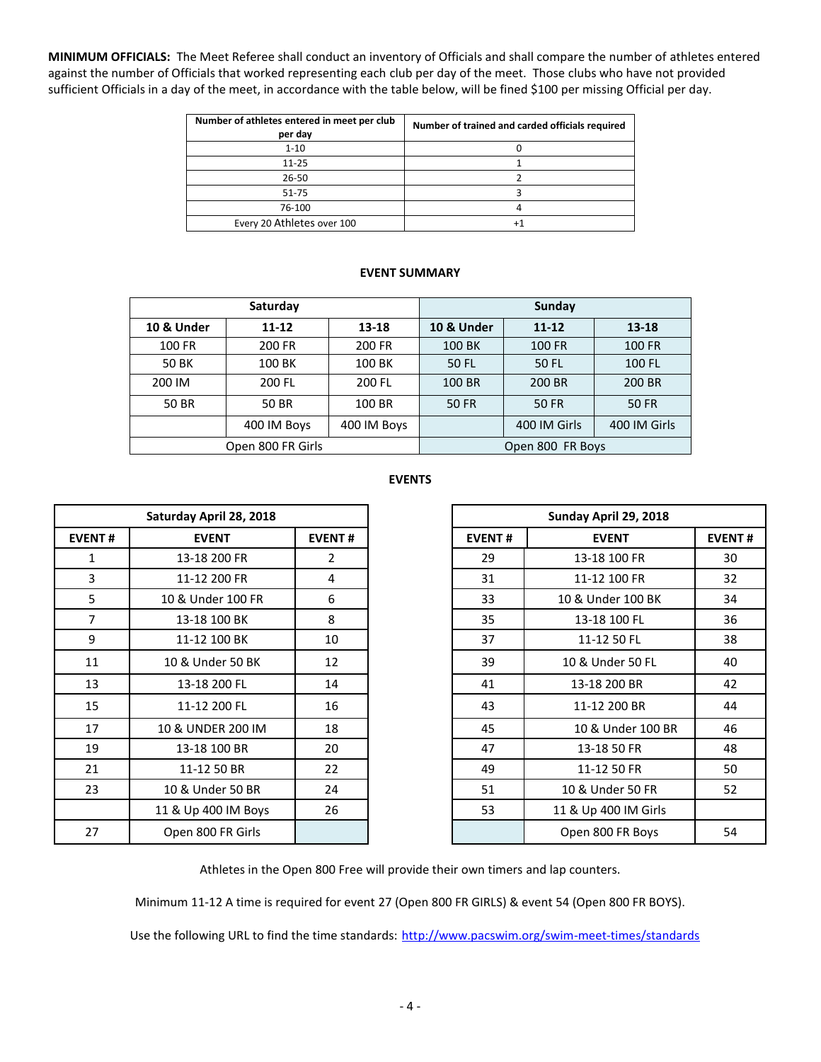**MINIMUM OFFICIALS:** The Meet Referee shall conduct an inventory of Officials and shall compare the number of athletes entered against the number of Officials that worked representing each club per day of the meet. Those clubs who have not provided sufficient Officials in a day of the meet, in accordance with the table below, will be fined $100 per missing Official per day.

| Number of athletes entered in meet per club per day | Number of trained and carded officials required |
|---|---|
| 1-10 | 0 |
| 11-25 | 1 |
| 26-50 | 2 |
| 51-75 | 3 |
| 76-100 | 4 |
| Every 20 Athletes over 100 | +1 |

**EVENT SUMMARY**

| Saturday | | | Sunday | | |
|---|---|---|---|---|---|
| **10 & Under** | **11-12** | **13-18** | **10 & Under** | **11-12** | **13-18** |
| 100 FR | 200 FR | 200 FR | 100 BK | 100 FR | 100 FR |
| 50 BK | 100 BK | 100 BK | 50 FL | 50 FL | 100 FL |
| 200 IM | 200 FL | 200 FL | 100 BR | 200 BR | 200 BR |
| 50 BR | 50 BR | 100 BR | 50 FR | 50 FR | 50 FR |
| | 400 IM Boys | 400 IM Boys | | 400 IM Girls | 400 IM Girls |
| Open 800 FR Girls | | | Open 800 FR Boys | | |

**EVENTS**

| Saturday April 28, 2018 | | |
|---|---|---|
| **EVENT #** | **EVENT** | **EVENT #** |
| 1 | 13-18 200 FR | 2 |
| 3 | 11-12 200 FR | 4 |
| 5 | 10 & Under 100 FR | 6 |
| 7 | 13-18 100 BK | 8 |
| 9 | 11-12 100 BK | 10 |
| 11 | 10 & Under 50 BK | 12 |
| 13 | 13-18 200 FL | 14 |
| 15 | 11-12 200 FL | 16 |
| 17 | 10 & UNDER 200 IM | 18 |
| 19 | 13-18 100 BR | 20 |
| 21 | 11-12 50 BR | 22 |
| 23 | 10 & Under 50 BR | 24 |
| | 11 & Up 400 IM Boys | 26 |
| 27 | Open 800 FR Girls | |

| Sunday April 29, 2018 | | |
|---|---|---|
| **EVENT #** | **EVENT** | **EVENT #** |
| 29 | 13-18 100 FR | 30 |
| 31 | 11-12 100 FR | 32 |
| 33 | 10 & Under 100 BK | 34 |
| 35 | 13-18 100 FL | 36 |
| 37 | 11-12 50 FL | 38 |
| 39 | 10 & Under 50 FL | 40 |
| 41 | 13-18 200 BR | 42 |
| 43 | 11-12 200 BR | 44 |
| 45 | 10 & Under 100 BR | 46 |
| 47 | 13-18 50 FR | 48 |
| 49 | 11-12 50 FR | 50 |
| 51 | 10 & Under 50 FR | 52 |
| 53 | 11 & Up 400 IM Girls | |
| | Open 800 FR Boys | 54 |

Athletes in the Open 800 Free will provide their own timers and lap counters.

Minimum 11-12 A time is required for event 27 (Open 800 FR GIRLS) & event 54 (Open 800 FR BOYS).

Use the following URL to find the time standards: http://www.pacswim.org/swim-meet-times/standards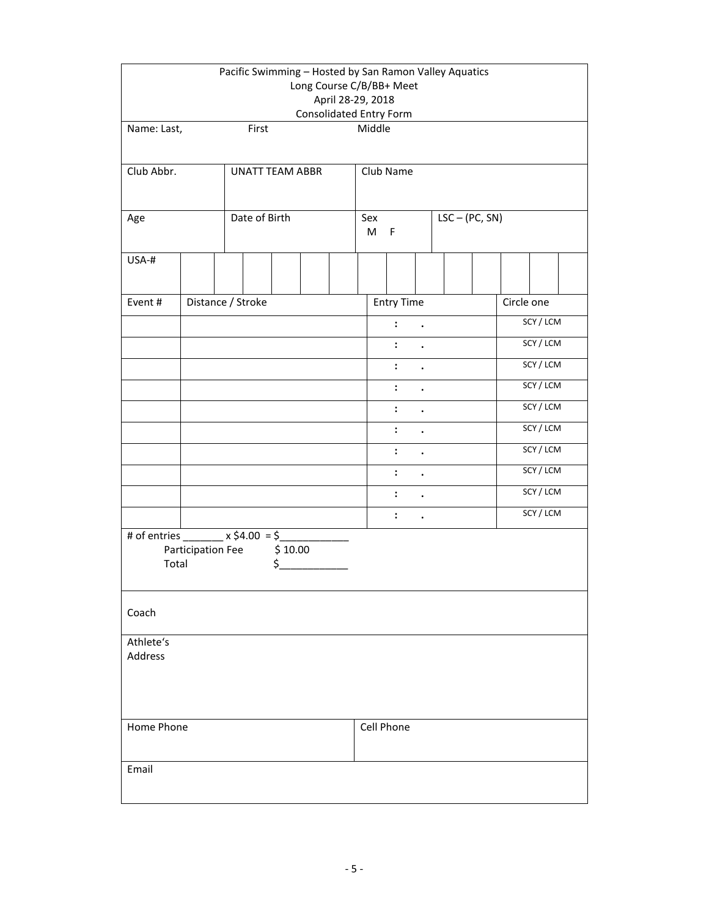Pacific Swimming – Hosted by San Ramon Valley Aquatics
Long Course C/B/BB+ Meet
April 28-29, 2018
Consolidated Entry Form

| Name: Last, | First | Middle | |
|---|---|---|---|
| Club Abbr. | UNATT TEAM ABBR | Club Name | |
| Age | Date of Birth | Sex M F | LSC – (PC, SN) |

| USA-# | | | | | | | | | | | | | | |
|---|---|---|---|---|---|---|---|---|---|---|---|---|---|---|

| Event # | Distance / Stroke | Entry Time | Circle one |
|---|---|---|---|
| | | : . | SCY / LCM |
| | | : . | SCY / LCM |
| | | : . | SCY / LCM |
| | | : . | SCY / LCM |
| | | : . | SCY / LCM |
| | | : . | SCY / LCM |
| | | : . | SCY / LCM |
| | | : . | SCY / LCM |
| | | : . | SCY / LCM |
| | | : . | SCY / LCM |

# of entries _______ x $4.00 = $____________
Participation Fee $ 10.00
Total $____________

Coach

Athlete's Address

| Home Phone | Cell Phone |
|---|---|

Email